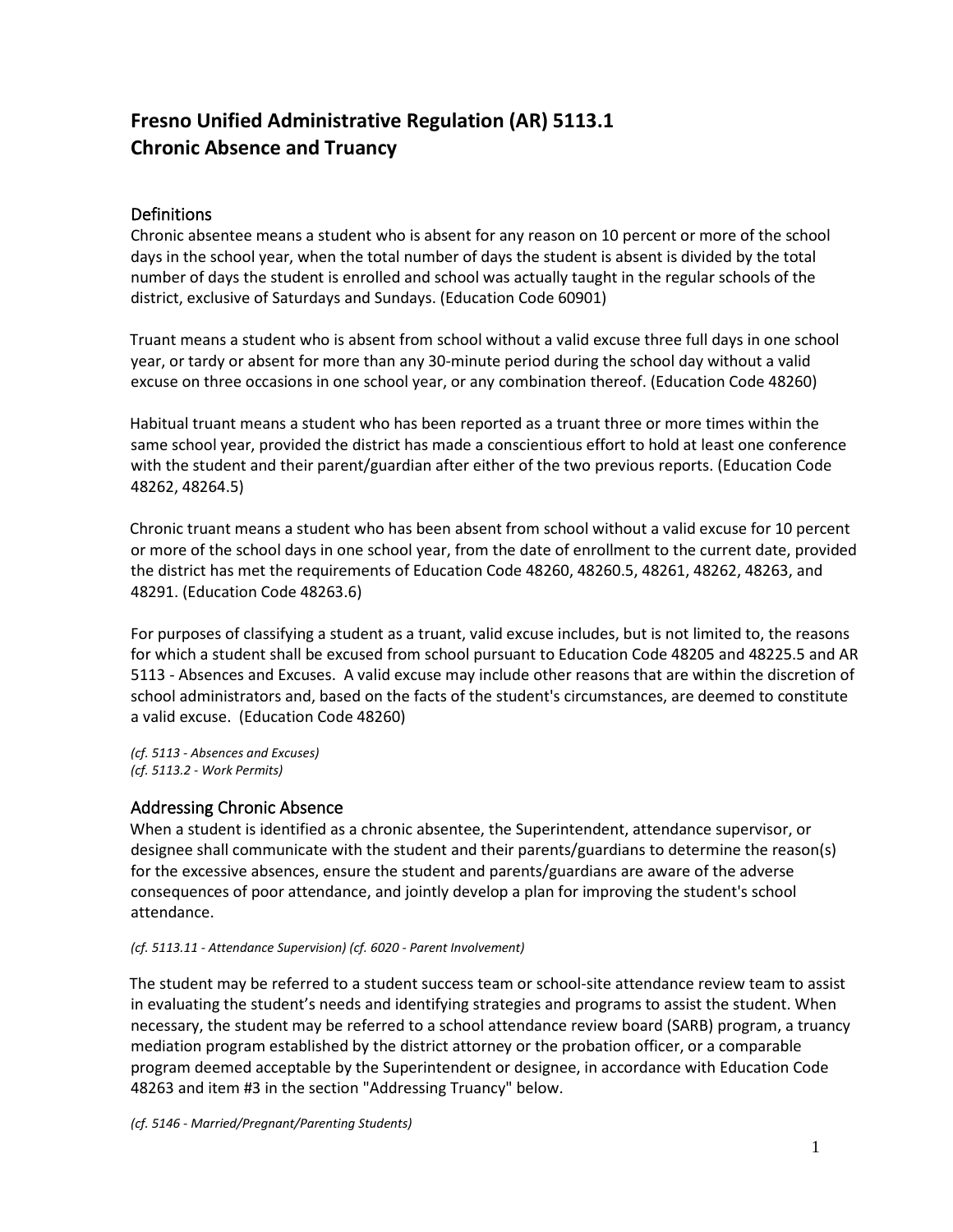# Fresno Unified Administrative Regulation (AR) 5113.1
# Chronic Absence and Truancy

## Definitions

Chronic absentee means a student who is absent for any reason on 10 percent or more of the school days in the school year, when the total number of days the student is absent is divided by the total number of days the student is enrolled and school was actually taught in the regular schools of the district, exclusive of Saturdays and Sundays. (Education Code 60901)

Truant means a student who is absent from school without a valid excuse three full days in one school year, or tardy or absent for more than any 30-minute period during the school day without a valid excuse on three occasions in one school year, or any combination thereof. (Education Code 48260)

Habitual truant means a student who has been reported as a truant three or more times within the same school year, provided the district has made a conscientious effort to hold at least one conference with the student and their parent/guardian after either of the two previous reports. (Education Code 48262, 48264.5)

Chronic truant means a student who has been absent from school without a valid excuse for 10 percent or more of the school days in one school year, from the date of enrollment to the current date, provided the district has met the requirements of Education Code 48260, 48260.5, 48261, 48262, 48263, and 48291. (Education Code 48263.6)

For purposes of classifying a student as a truant, valid excuse includes, but is not limited to, the reasons for which a student shall be excused from school pursuant to Education Code 48205 and 48225.5 and AR 5113 - Absences and Excuses. A valid excuse may include other reasons that are within the discretion of school administrators and, based on the facts of the student's circumstances, are deemed to constitute a valid excuse. (Education Code 48260)

*(cf. 5113 - Absences and Excuses)*
*(cf. 5113.2 - Work Permits)*

## Addressing Chronic Absence

When a student is identified as a chronic absentee, the Superintendent, attendance supervisor, or designee shall communicate with the student and their parents/guardians to determine the reason(s) for the excessive absences, ensure the student and parents/guardians are aware of the adverse consequences of poor attendance, and jointly develop a plan for improving the student's school attendance.

*(cf. 5113.11 - Attendance Supervision) (cf. 6020 - Parent Involvement)*

The student may be referred to a student success team or school-site attendance review team to assist in evaluating the student's needs and identifying strategies and programs to assist the student. When necessary, the student may be referred to a school attendance review board (SARB) program, a truancy mediation program established by the district attorney or the probation officer, or a comparable program deemed acceptable by the Superintendent or designee, in accordance with Education Code 48263 and item #3 in the section "Addressing Truancy" below.

*(cf. 5146 - Married/Pregnant/Parenting Students)*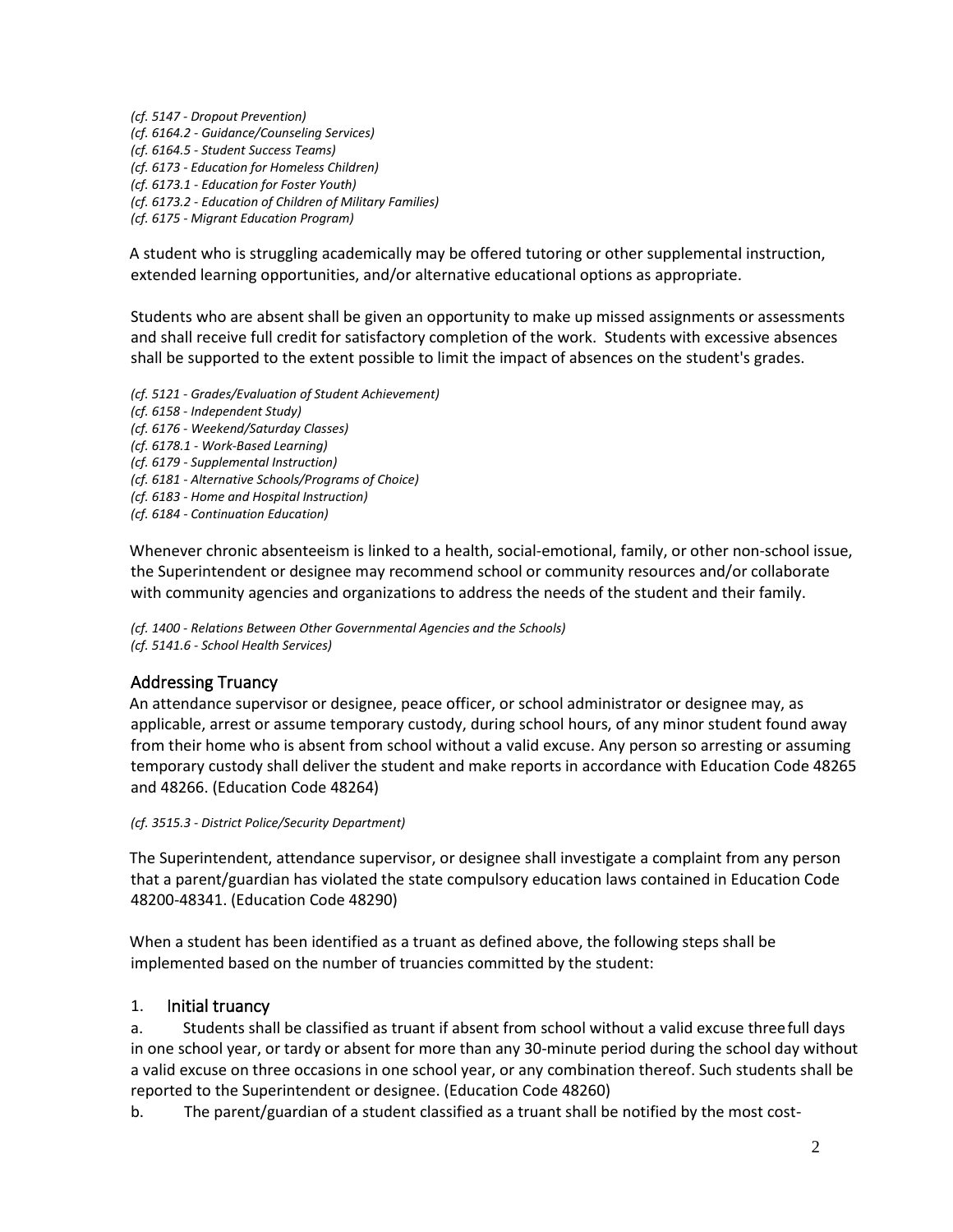*(cf. 5147 - Dropout Prevention)*
*(cf. 6164.2 - Guidance/Counseling Services)*
*(cf. 6164.5 - Student Success Teams)*
*(cf. 6173 - Education for Homeless Children)*
*(cf. 6173.1 - Education for Foster Youth)*
*(cf. 6173.2 - Education of Children of Military Families)*
*(cf. 6175 - Migrant Education Program)*

A student who is struggling academically may be offered tutoring or other supplemental instruction, extended learning opportunities, and/or alternative educational options as appropriate.

Students who are absent shall be given an opportunity to make up missed assignments or assessments and shall receive full credit for satisfactory completion of the work. Students with excessive absences shall be supported to the extent possible to limit the impact of absences on the student's grades.

*(cf. 5121 - Grades/Evaluation of Student Achievement)*
*(cf. 6158 - Independent Study)*
*(cf. 6176 - Weekend/Saturday Classes)*
*(cf. 6178.1 - Work-Based Learning)*
*(cf. 6179 - Supplemental Instruction)*
*(cf. 6181 - Alternative Schools/Programs of Choice)*
*(cf. 6183 - Home and Hospital Instruction)*
*(cf. 6184 - Continuation Education)*

Whenever chronic absenteeism is linked to a health, social-emotional, family, or other non-school issue, the Superintendent or designee may recommend school or community resources and/or collaborate with community agencies and organizations to address the needs of the student and their family.

*(cf. 1400 - Relations Between Other Governmental Agencies and the Schools)*
*(cf. 5141.6 - School Health Services)*

## Addressing Truancy

An attendance supervisor or designee, peace officer, or school administrator or designee may, as applicable, arrest or assume temporary custody, during school hours, of any minor student found away from their home who is absent from school without a valid excuse. Any person so arresting or assuming temporary custody shall deliver the student and make reports in accordance with Education Code 48265 and 48266. (Education Code 48264)

*(cf. 3515.3 - District Police/Security Department)*

The Superintendent, attendance supervisor, or designee shall investigate a complaint from any person that a parent/guardian has violated the state compulsory education laws contained in Education Code 48200-48341. (Education Code 48290)

When a student has been identified as a truant as defined above, the following steps shall be implemented based on the number of truancies committed by the student:

### 1. Initial truancy

a. Students shall be classified as truant if absent from school without a valid excuse three full days in one school year, or tardy or absent for more than any 30-minute period during the school day without a valid excuse on three occasions in one school year, or any combination thereof. Such students shall be reported to the Superintendent or designee. (Education Code 48260)

b. The parent/guardian of a student classified as a truant shall be notified by the most cost-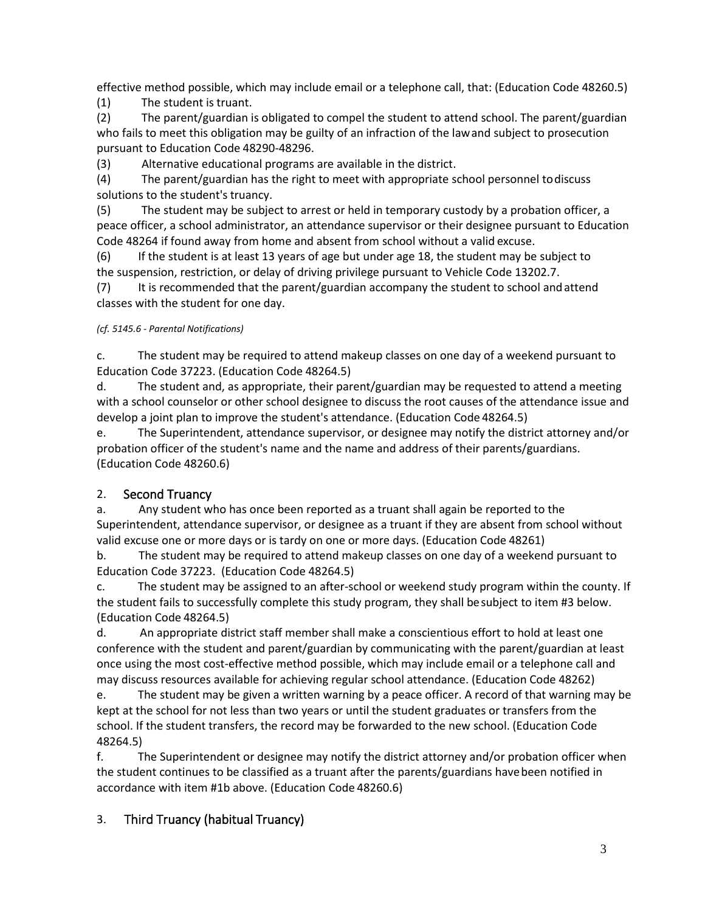effective method possible, which may include email or a telephone call, that: (Education Code 48260.5)

(1) The student is truant.

(2) The parent/guardian is obligated to compel the student to attend school. The parent/guardian who fails to meet this obligation may be guilty of an infraction of the law and subject to prosecution pursuant to Education Code 48290-48296.

(3) Alternative educational programs are available in the district.

(4) The parent/guardian has the right to meet with appropriate school personnel to discuss solutions to the student's truancy.

(5) The student may be subject to arrest or held in temporary custody by a probation officer, a peace officer, a school administrator, an attendance supervisor or their designee pursuant to Education Code 48264 if found away from home and absent from school without a valid excuse.

(6) If the student is at least 13 years of age but under age 18, the student may be subject to the suspension, restriction, or delay of driving privilege pursuant to Vehicle Code 13202.7.

(7) It is recommended that the parent/guardian accompany the student to school and attend classes with the student for one day.

*(cf. 5145.6 - Parental Notifications)*

c. The student may be required to attend makeup classes on one day of a weekend pursuant to Education Code 37223. (Education Code 48264.5)

d. The student and, as appropriate, their parent/guardian may be requested to attend a meeting with a school counselor or other school designee to discuss the root causes of the attendance issue and develop a joint plan to improve the student's attendance. (Education Code 48264.5)

e. The Superintendent, attendance supervisor, or designee may notify the district attorney and/or probation officer of the student's name and the name and address of their parents/guardians. (Education Code 48260.6)

## 2. Second Truancy

a. Any student who has once been reported as a truant shall again be reported to the Superintendent, attendance supervisor, or designee as a truant if they are absent from school without valid excuse one or more days or is tardy on one or more days. (Education Code 48261)

b. The student may be required to attend makeup classes on one day of a weekend pursuant to Education Code 37223. (Education Code 48264.5)

c. The student may be assigned to an after-school or weekend study program within the county. If the student fails to successfully complete this study program, they shall be subject to item #3 below. (Education Code 48264.5)

d. An appropriate district staff member shall make a conscientious effort to hold at least one conference with the student and parent/guardian by communicating with the parent/guardian at least once using the most cost-effective method possible, which may include email or a telephone call and may discuss resources available for achieving regular school attendance. (Education Code 48262)

e. The student may be given a written warning by a peace officer. A record of that warning may be kept at the school for not less than two years or until the student graduates or transfers from the school. If the student transfers, the record may be forwarded to the new school. (Education Code 48264.5)

f. The Superintendent or designee may notify the district attorney and/or probation officer when the student continues to be classified as a truant after the parents/guardians have been notified in accordance with item #1b above. (Education Code 48260.6)

## 3. Third Truancy (habitual Truancy)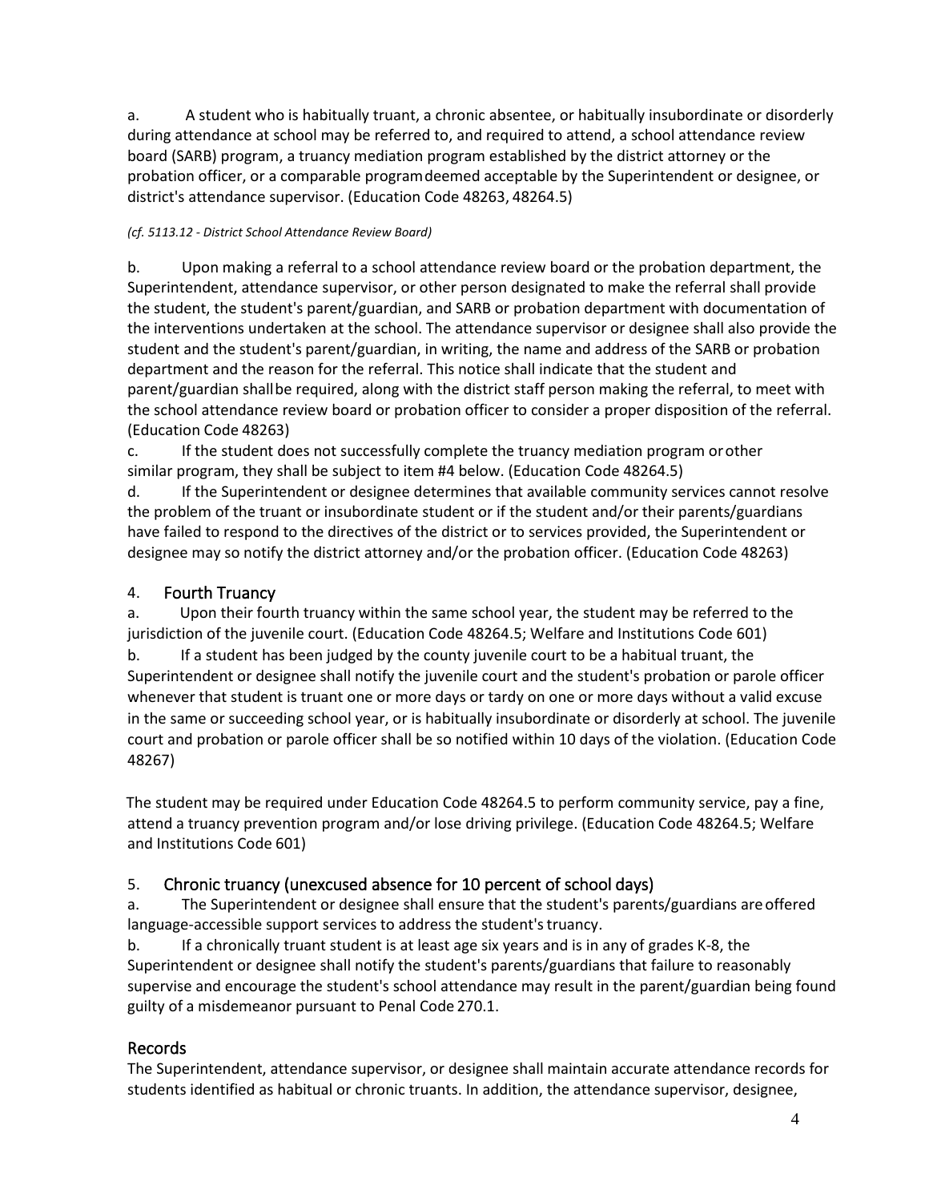a. A student who is habitually truant, a chronic absentee, or habitually insubordinate or disorderly during attendance at school may be referred to, and required to attend, a school attendance review board (SARB) program, a truancy mediation program established by the district attorney or the probation officer, or a comparable program deemed acceptable by the Superintendent or designee, or district's attendance supervisor. (Education Code 48263, 48264.5)

*(cf. 5113.12 - District School Attendance Review Board)*

b. Upon making a referral to a school attendance review board or the probation department, the Superintendent, attendance supervisor, or other person designated to make the referral shall provide the student, the student's parent/guardian, and SARB or probation department with documentation of the interventions undertaken at the school. The attendance supervisor or designee shall also provide the student and the student's parent/guardian, in writing, the name and address of the SARB or probation department and the reason for the referral. This notice shall indicate that the student and parent/guardian shall be required, along with the district staff person making the referral, to meet with the school attendance review board or probation officer to consider a proper disposition of the referral. (Education Code 48263)

c. If the student does not successfully complete the truancy mediation program or other similar program, they shall be subject to item #4 below. (Education Code 48264.5)

d. If the Superintendent or designee determines that available community services cannot resolve the problem of the truant or insubordinate student or if the student and/or their parents/guardians have failed to respond to the directives of the district or to services provided, the Superintendent or designee may so notify the district attorney and/or the probation officer. (Education Code 48263)

## 4. Fourth Truancy

a. Upon their fourth truancy within the same school year, the student may be referred to the jurisdiction of the juvenile court. (Education Code 48264.5; Welfare and Institutions Code 601)

b. If a student has been judged by the county juvenile court to be a habitual truant, the Superintendent or designee shall notify the juvenile court and the student's probation or parole officer whenever that student is truant one or more days or tardy on one or more days without a valid excuse in the same or succeeding school year, or is habitually insubordinate or disorderly at school. The juvenile court and probation or parole officer shall be so notified within 10 days of the violation. (Education Code 48267)

The student may be required under Education Code 48264.5 to perform community service, pay a fine, attend a truancy prevention program and/or lose driving privilege. (Education Code 48264.5; Welfare and Institutions Code 601)

## 5. Chronic truancy (unexcused absence for 10 percent of school days)

a. The Superintendent or designee shall ensure that the student's parents/guardians are offered language-accessible support services to address the student's truancy.

b. If a chronically truant student is at least age six years and is in any of grades K-8, the Superintendent or designee shall notify the student's parents/guardians that failure to reasonably supervise and encourage the student's school attendance may result in the parent/guardian being found guilty of a misdemeanor pursuant to Penal Code 270.1.

## Records

The Superintendent, attendance supervisor, or designee shall maintain accurate attendance records for students identified as habitual or chronic truants. In addition, the attendance supervisor, designee,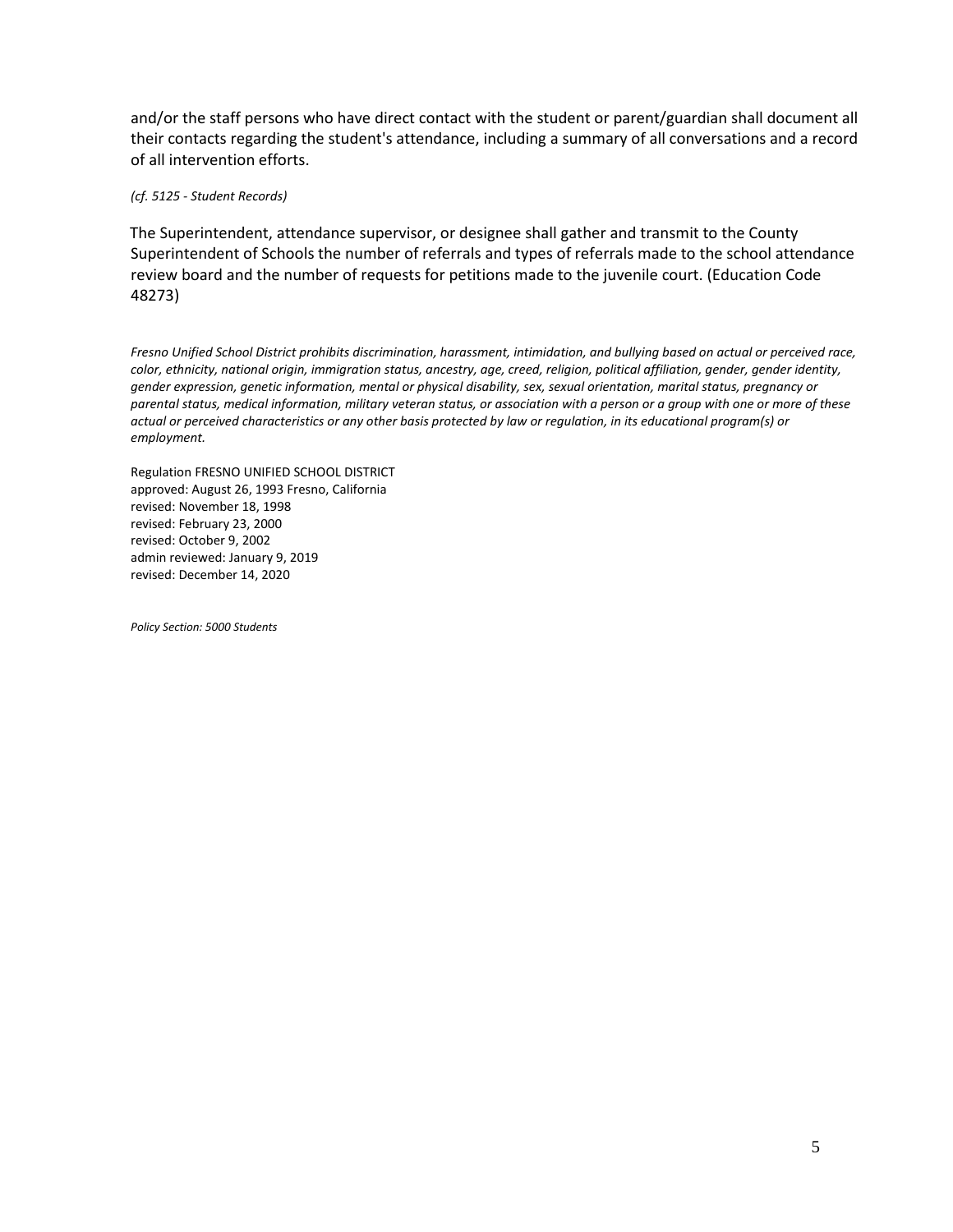and/or the staff persons who have direct contact with the student or parent/guardian shall document all their contacts regarding the student's attendance, including a summary of all conversations and a record of all intervention efforts.

*(cf. 5125 - Student Records)*

The Superintendent, attendance supervisor, or designee shall gather and transmit to the County Superintendent of Schools the number of referrals and types of referrals made to the school attendance review board and the number of requests for petitions made to the juvenile court. (Education Code 48273)

*Fresno Unified School District prohibits discrimination, harassment, intimidation, and bullying based on actual or perceived race, color, ethnicity, national origin, immigration status, ancestry, age, creed, religion, political affiliation, gender, gender identity, gender expression, genetic information, mental or physical disability, sex, sexual orientation, marital status, pregnancy or parental status, medical information, military veteran status, or association with a person or a group with one or more of these actual or perceived characteristics or any other basis protected by law or regulation, in its educational program(s) or employment.*

Regulation FRESNO UNIFIED SCHOOL DISTRICT
approved: August 26, 1993 Fresno, California
revised: November 18, 1998
revised: February 23, 2000
revised: October 9, 2002
admin reviewed: January 9, 2019
revised: December 14, 2020

*Policy Section: 5000 Students*